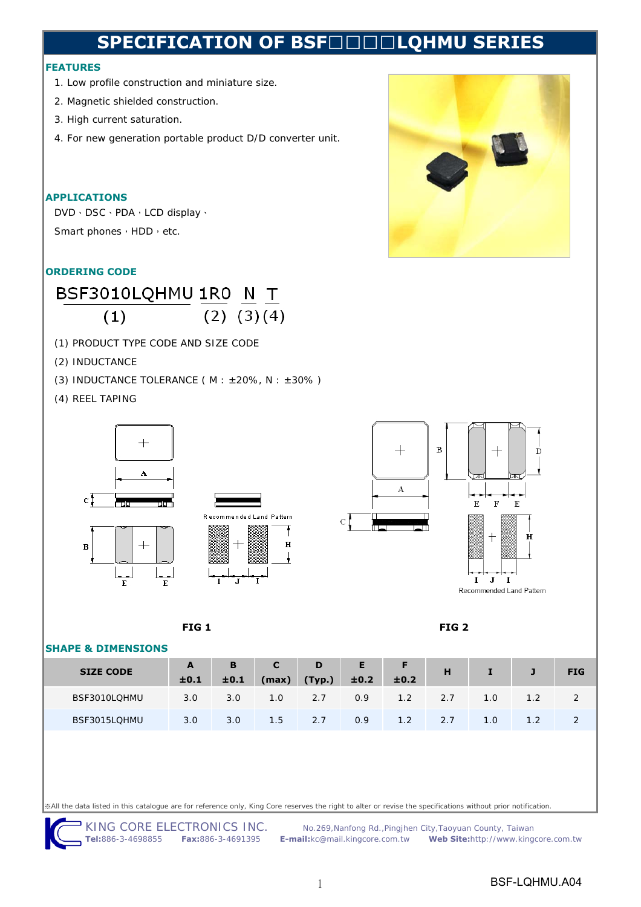# SPECIFICATION OF BSF□□□□LQHMU SERIES

## FEATURES

1. Low profile construction and miniature size.
2. Magnetic shielded construction.
3. High current saturation.
4. For new generation portable product D/D converter unit.

## APPLICATIONS

DVD、DSC、PDA，LCD display、
Smart phones，HDD，etc.

## ORDERING CODE

BSF3010LQHMU 1R0 N T
(1) (2) (3) (4)

(1) PRODUCT TYPE CODE AND SIZE CODE
(2) INDUCTANCE
(3) INDUCTANCE TOLERANCE ( M : ±20%, N : ±30% )
(4) REEL TAPING

Recommended Land Pattern

FIG 1

Recommended Land Pattern

FIG 2

## SHAPE & DIMENSIONS

| SIZE CODE | A ±0.1 | B ±0.1 | C (max) | D (Typ.) | E ±0.2 | F ±0.2 | H | I | J | FIG |
|---|---|---|---|---|---|---|---|---|---|---|
| BSF3010LQHMU | 3.0 | 3.0 | 1.0 | 2.7 | 0.9 | 1.2 | 2.7 | 1.0 | 1.2 | 2 |
| BSF3015LQHMU | 3.0 | 3.0 | 1.5 | 2.7 | 0.9 | 1.2 | 2.7 | 1.0 | 1.2 | 2 |

※All the data listed in this catalogue are for reference only, King Core reserves the right to alter or revise the specifications without prior notification.

KING CORE ELECTRONICS INC. No.269,Nanfong Rd.,Pingjhen City,Taoyuan County, Taiwan
**Tel:**886-3-4698855 **Fax:**886-3-4691395 **E-mail:**kc@mail.kingcore.com.tw **Web Site:**http://www.kingcore.com.tw

BSF-LQHMU.A04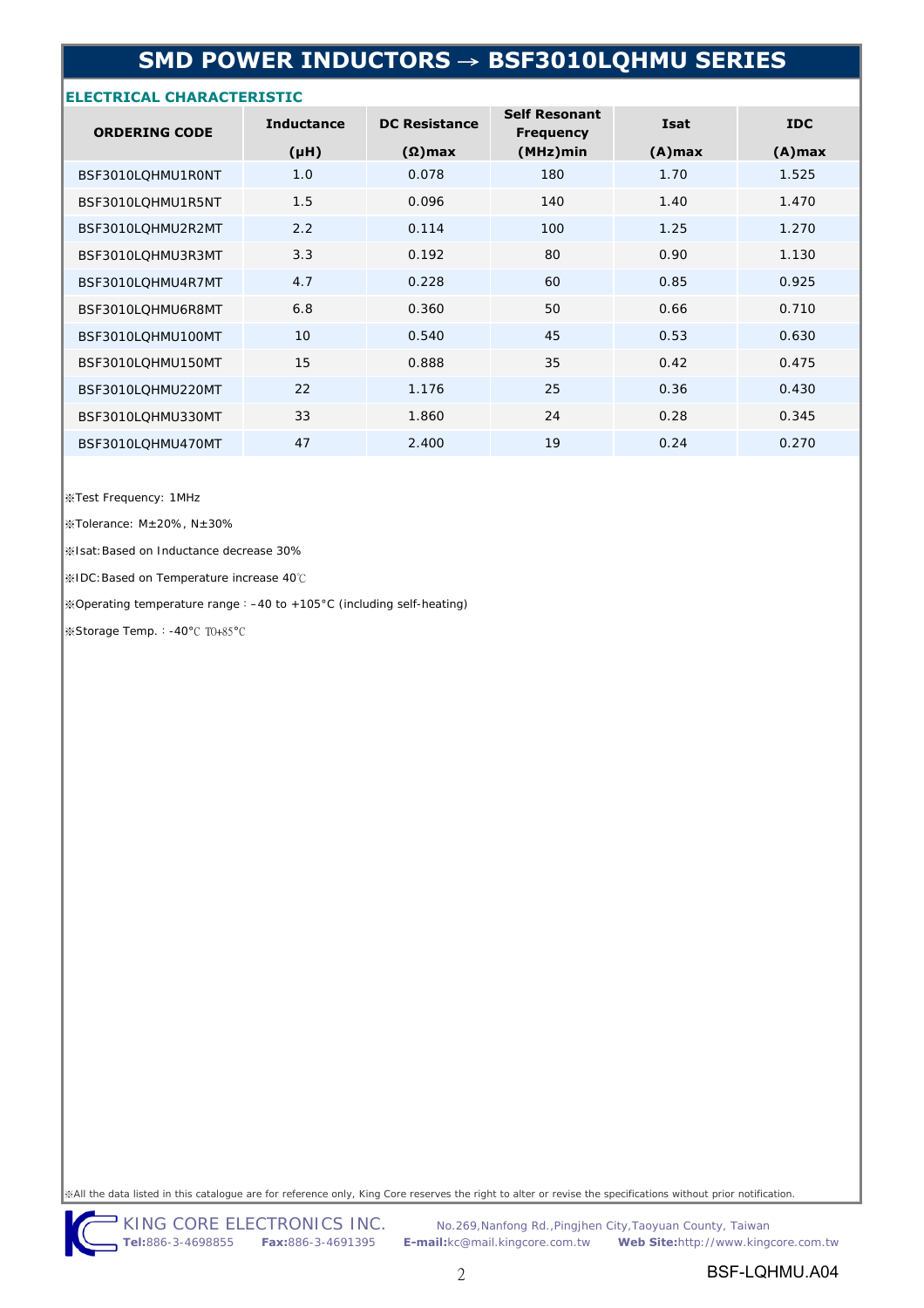# SMD POWER INDUCTORS → BSF3010LQHMU SERIES

## ELECTRICAL CHARACTERISTIC

| ORDERING CODE | Inductance (μH) | DC Resistance (Ω)max | Self Resonant Frequency (MHz)min | Isat (A)max | IDC (A)max |
|---|---|---|---|---|---|
| BSF3010LQHMU1R0NT | 1.0 | 0.078 | 180 | 1.70 | 1.525 |
| BSF3010LQHMU1R5NT | 1.5 | 0.096 | 140 | 1.40 | 1.470 |
| BSF3010LQHMU2R2MT | 2.2 | 0.114 | 100 | 1.25 | 1.270 |
| BSF3010LQHMU3R3MT | 3.3 | 0.192 | 80 | 0.90 | 1.130 |
| BSF3010LQHMU4R7MT | 4.7 | 0.228 | 60 | 0.85 | 0.925 |
| BSF3010LQHMU6R8MT | 6.8 | 0.360 | 50 | 0.66 | 0.710 |
| BSF3010LQHMU100MT | 10 | 0.540 | 45 | 0.53 | 0.630 |
| BSF3010LQHMU150MT | 15 | 0.888 | 35 | 0.42 | 0.475 |
| BSF3010LQHMU220MT | 22 | 1.176 | 25 | 0.36 | 0.430 |
| BSF3010LQHMU330MT | 33 | 1.860 | 24 | 0.28 | 0.345 |
| BSF3010LQHMU470MT | 47 | 2.400 | 19 | 0.24 | 0.270 |

※Test Frequency: 1MHz

※Tolerance: M±20%, N±30%

※Isat:Based on Inductance decrease 30%

※IDC:Based on Temperature increase 40℃

※Operating temperature range：–40 to +105°C (including self-heating)

※Storage Temp.：-40℃ TO+85°C

※All the data listed in this catalogue are for reference only, King Core reserves the right to alter or revise the specifications without prior notification.

KING CORE ELECTRONICS INC. No.269,Nanfong Rd.,Pingjhen City,Taoyuan County, Taiwan
**Tel:**886-3-4698855 **Fax:**886-3-4691395 **E-mail:**kc@mail.kingcore.com.tw **Web Site:**http://www.kingcore.com.tw

BSF-LQHMU.A04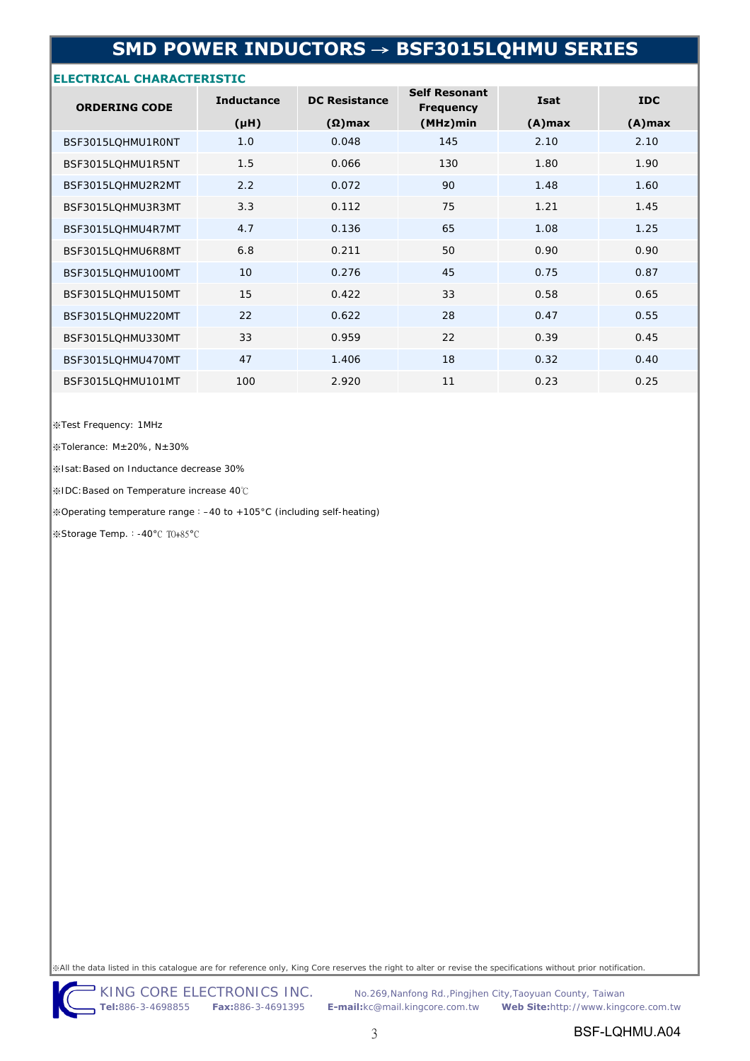# SMD POWER INDUCTORS → BSF3015LQHMU SERIES

## ELECTRICAL CHARACTERISTIC

| ORDERING CODE | Inductance (μH) | DC Resistance (Ω)max | Self Resonant Frequency (MHz)min | Isat (A)max | IDC (A)max |
|---|---|---|---|---|---|
| BSF3015LQHMU1R0NT | 1.0 | 0.048 | 145 | 2.10 | 2.10 |
| BSF3015LQHMU1R5NT | 1.5 | 0.066 | 130 | 1.80 | 1.90 |
| BSF3015LQHMU2R2MT | 2.2 | 0.072 | 90 | 1.48 | 1.60 |
| BSF3015LQHMU3R3MT | 3.3 | 0.112 | 75 | 1.21 | 1.45 |
| BSF3015LQHMU4R7MT | 4.7 | 0.136 | 65 | 1.08 | 1.25 |
| BSF3015LQHMU6R8MT | 6.8 | 0.211 | 50 | 0.90 | 0.90 |
| BSF3015LQHMU100MT | 10 | 0.276 | 45 | 0.75 | 0.87 |
| BSF3015LQHMU150MT | 15 | 0.422 | 33 | 0.58 | 0.65 |
| BSF3015LQHMU220MT | 22 | 0.622 | 28 | 0.47 | 0.55 |
| BSF3015LQHMU330MT | 33 | 0.959 | 22 | 0.39 | 0.45 |
| BSF3015LQHMU470MT | 47 | 1.406 | 18 | 0.32 | 0.40 |
| BSF3015LQHMU101MT | 100 | 2.920 | 11 | 0.23 | 0.25 |

※Test Frequency: 1MHz

※Tolerance: M±20%, N±30%

※Isat:Based on Inductance decrease 30%

※IDC:Based on Temperature increase 40℃

※Operating temperature range：–40 to +105°C (including self-heating)

※Storage Temp.：-40°C TO+85°C

※All the data listed in this catalogue are for reference only, King Core reserves the right to alter or revise the specifications without prior notification.

KING CORE ELECTRONICS INC. No.269,Nanfong Rd.,Pingjhen City,Taoyuan County, Taiwan
**Tel:**886-3-4698855 **Fax:**886-3-4691395 **E-mail:**kc@mail.kingcore.com.tw **Web Site:**http://www.kingcore.com.tw

BSF-LQHMU.A04